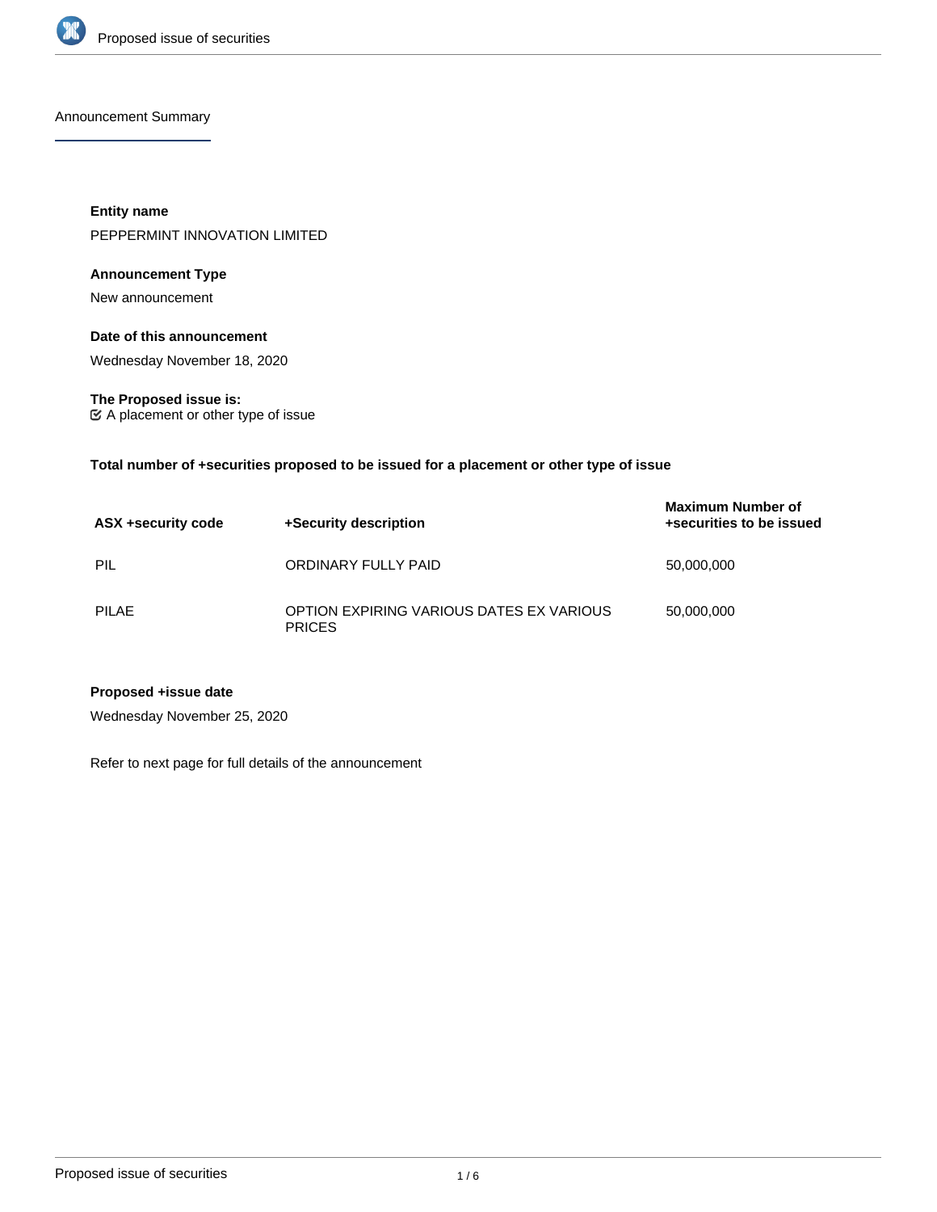Announcement Summary

**Entity name**

PEPPERMINT INNOVATION LIMITED

**Announcement Type**

New announcement

**Date of this announcement**

Wednesday November 18, 2020

**The Proposed issue is:**

☑ A placement or other type of issue

**Total number of +securities proposed to be issued for a placement or other type of issue**

| ASX +security code | +Security description | Maximum Number of +securities to be issued |
| --- | --- | --- |
| PIL | ORDINARY FULLY PAID | 50,000,000 |
| PILAE | OPTION EXPIRING VARIOUS DATES EX VARIOUS PRICES | 50,000,000 |

**Proposed +issue date**

Wednesday November 25, 2020

Refer to next page for full details of the announcement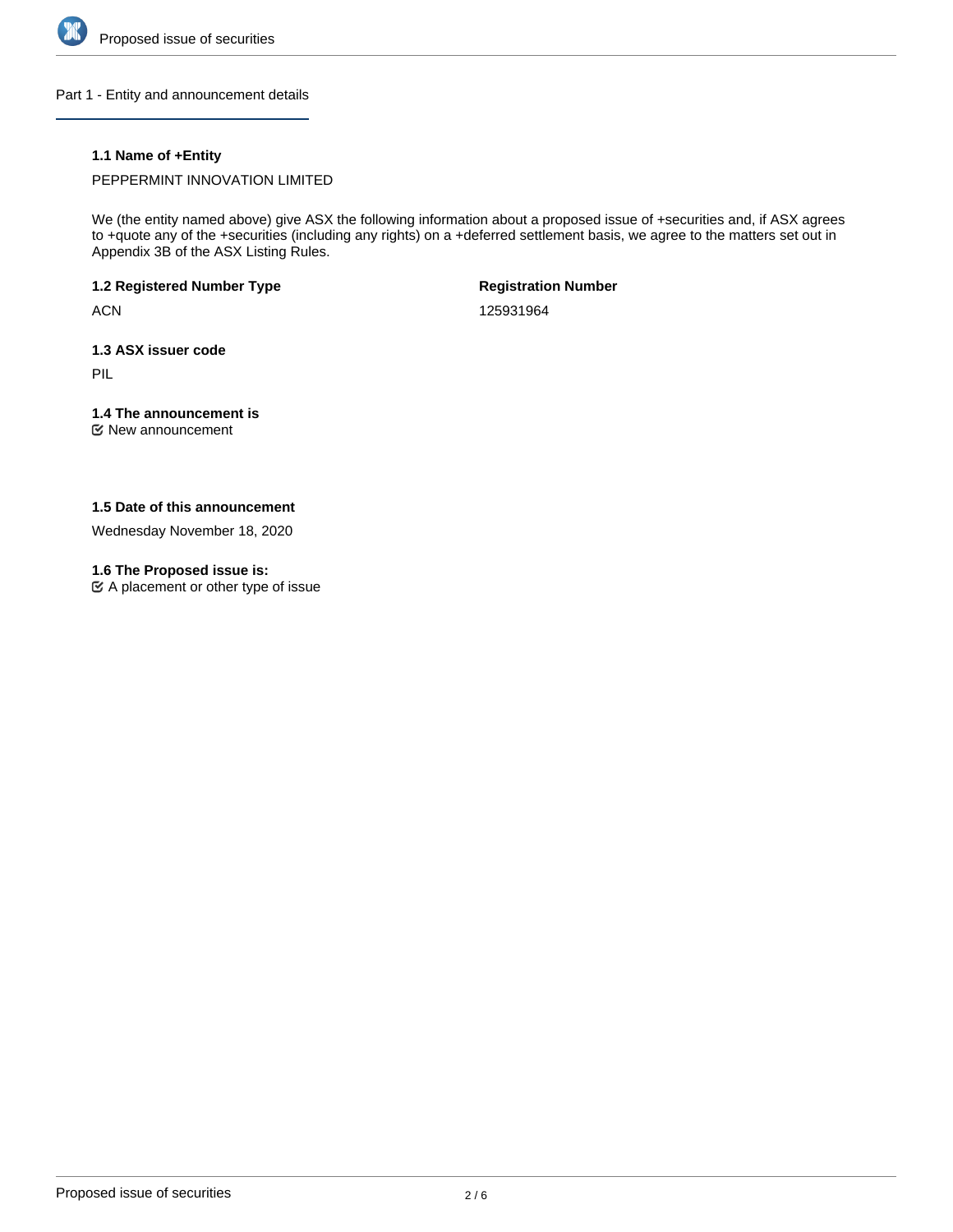## Part 1 - Entity and announcement details

### 1.1 Name of +Entity

PEPPERMINT INNOVATION LIMITED

We (the entity named above) give ASX the following information about a proposed issue of +securities and, if ASX agrees to +quote any of the +securities (including any rights) on a +deferred settlement basis, we agree to the matters set out in Appendix 3B of the ASX Listing Rules.

### 1.2 Registered Number Type

ACN

**Registration Number**

125931964

### 1.3 ASX issuer code

PIL

### 1.4 The announcement is

☑ New announcement

### 1.5 Date of this announcement

Wednesday November 18, 2020

### 1.6 The Proposed issue is:

☑ A placement or other type of issue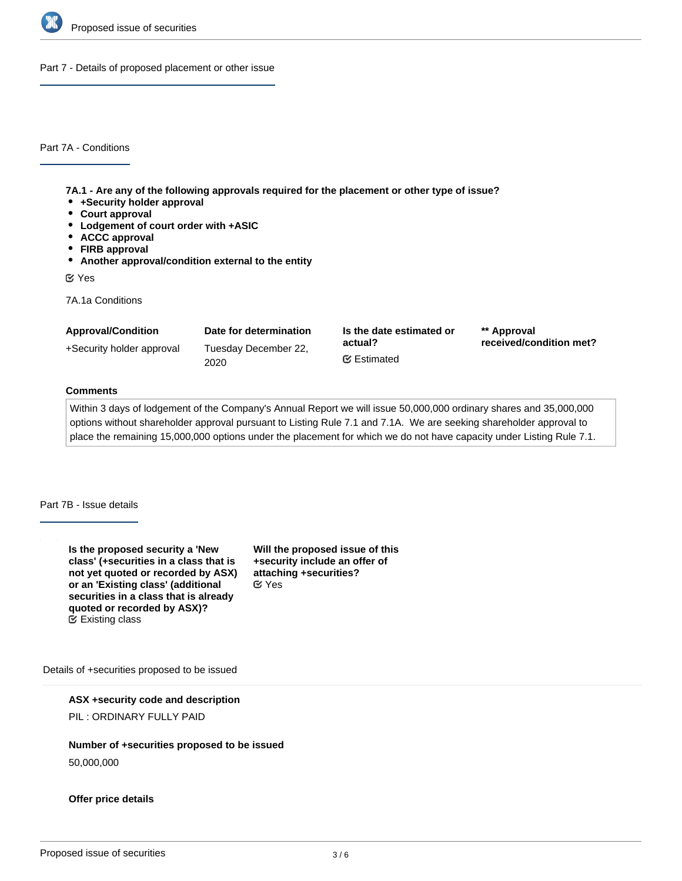## Part 7 - Details of proposed placement or other issue

### Part 7A - Conditions

**7A.1 - Are any of the following approvals required for the placement or other type of issue?**

- **+Security holder approval**
- **Court approval**
- **Lodgement of court order with +ASIC**
- **ACCC approval**
- **FIRB approval**
- **Another approval/condition external to the entity**

☑ Yes

7A.1a Conditions

| Approval/Condition | Date for determination | Is the date estimated or actual? | ** Approval received/condition met? |
|---|---|---|---|
| +Security holder approval | Tuesday December 22, 2020 | ☑ Estimated | |

**Comments**

Within 3 days of lodgement of the Company's Annual Report we will issue 50,000,000 ordinary shares and 35,000,000 options without shareholder approval pursuant to Listing Rule 7.1 and 7.1A. We are seeking shareholder approval to place the remaining 15,000,000 options under the placement for which we do not have capacity under Listing Rule 7.1.

### Part 7B - Issue details

**Is the proposed security a 'New class' (+securities in a class that is not yet quoted or recorded by ASX) or an 'Existing class' (additional securities in a class that is already quoted or recorded by ASX)?**
☑ Existing class

**Will the proposed issue of this +security include an offer of attaching +securities?**
☑ Yes

Details of +securities proposed to be issued

**ASX +security code and description**

PIL : ORDINARY FULLY PAID

**Number of +securities proposed to be issued**

50,000,000

**Offer price details**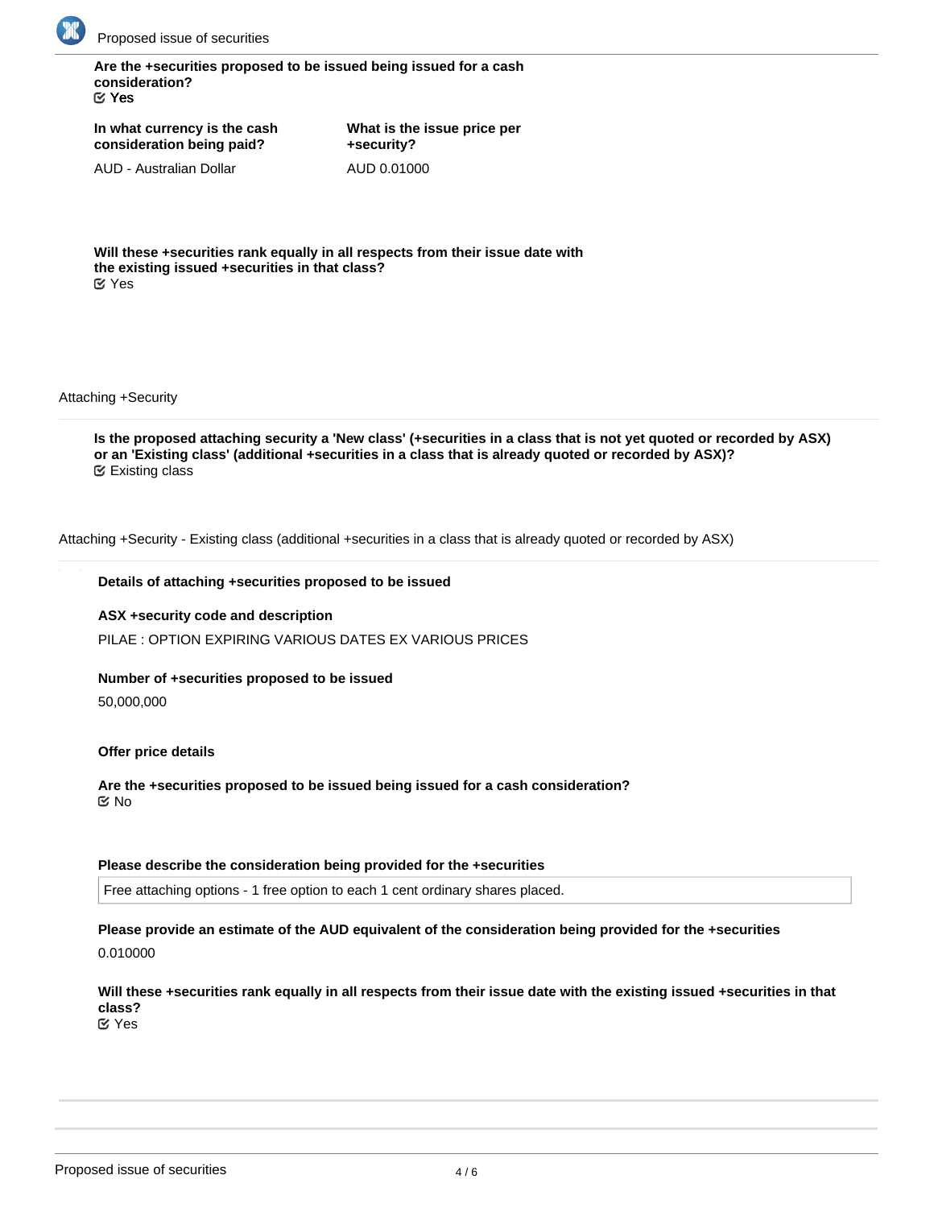**Are the +securities proposed to be issued being issued for a cash consideration?**
☑ **Yes**

| **In what currency is the cash consideration being paid?** | **What is the issue price per +security?** |
|---|---|
| AUD - Australian Dollar | AUD 0.01000 |

**Will these +securities rank equally in all respects from their issue date with the existing issued +securities in that class?**
☑ Yes

Attaching +Security

**Is the proposed attaching security a 'New class' (+securities in a class that is not yet quoted or recorded by ASX) or an 'Existing class' (additional +securities in a class that is already quoted or recorded by ASX)?**
☑ Existing class

Attaching +Security - Existing class (additional +securities in a class that is already quoted or recorded by ASX)

**Details of attaching +securities proposed to be issued**

**ASX +security code and description**

PILAE : OPTION EXPIRING VARIOUS DATES EX VARIOUS PRICES

**Number of +securities proposed to be issued**

50,000,000

**Offer price details**

**Are the +securities proposed to be issued being issued for a cash consideration?**
☑ No

**Please describe the consideration being provided for the +securities**

Free attaching options - 1 free option to each 1 cent ordinary shares placed.

**Please provide an estimate of the AUD equivalent of the consideration being provided for the +securities**

0.010000

**Will these +securities rank equally in all respects from their issue date with the existing issued +securities in that class?**
☑ Yes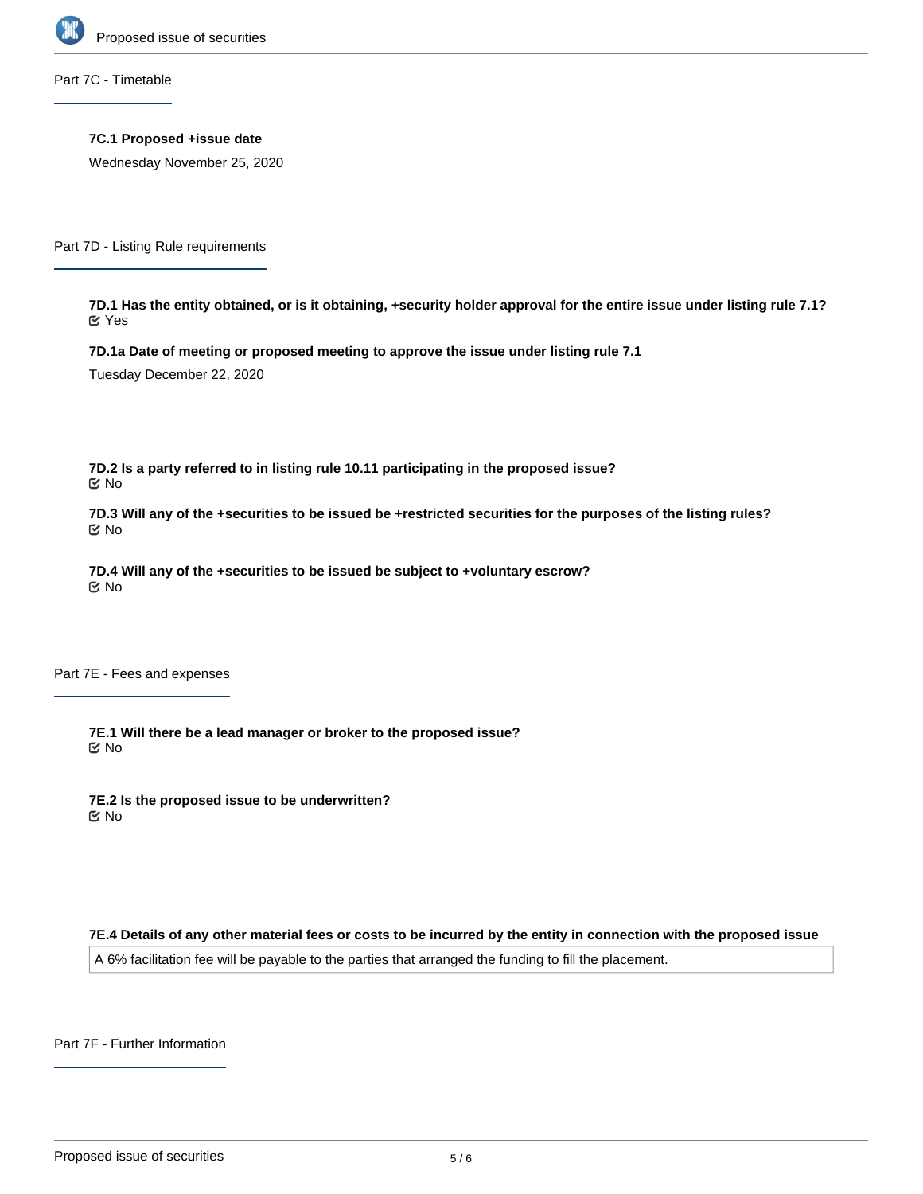## Part 7C - Timetable

**7C.1 Proposed +issue date**

Wednesday November 25, 2020

## Part 7D - Listing Rule requirements

**7D.1 Has the entity obtained, or is it obtaining, +security holder approval for the entire issue under listing rule 7.1?**

Yes

**7D.1a Date of meeting or proposed meeting to approve the issue under listing rule 7.1**

Tuesday December 22, 2020

**7D.2 Is a party referred to in listing rule 10.11 participating in the proposed issue?**

No

**7D.3 Will any of the +securities to be issued be +restricted securities for the purposes of the listing rules?**

No

**7D.4 Will any of the +securities to be issued be subject to +voluntary escrow?**

No

## Part 7E - Fees and expenses

**7E.1 Will there be a lead manager or broker to the proposed issue?**

No

**7E.2 Is the proposed issue to be underwritten?**

No

**7E.4 Details of any other material fees or costs to be incurred by the entity in connection with the proposed issue**

A 6% facilitation fee will be payable to the parties that arranged the funding to fill the placement.

## Part 7F - Further Information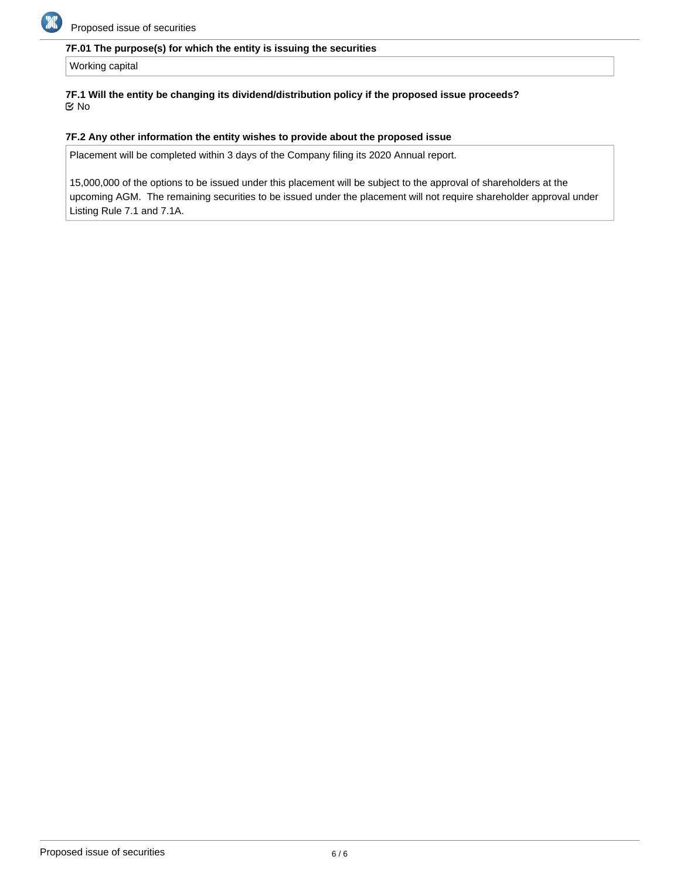**7F.01 The purpose(s) for which the entity is issuing the securities**

Working capital

**7F.1 Will the entity be changing its dividend/distribution policy if the proposed issue proceeds?**

☑ No

**7F.2 Any other information the entity wishes to provide about the proposed issue**

Placement will be completed within 3 days of the Company filing its 2020 Annual report.

15,000,000 of the options to be issued under this placement will be subject to the approval of shareholders at the upcoming AGM. The remaining securities to be issued under the placement will not require shareholder approval under Listing Rule 7.1 and 7.1A.